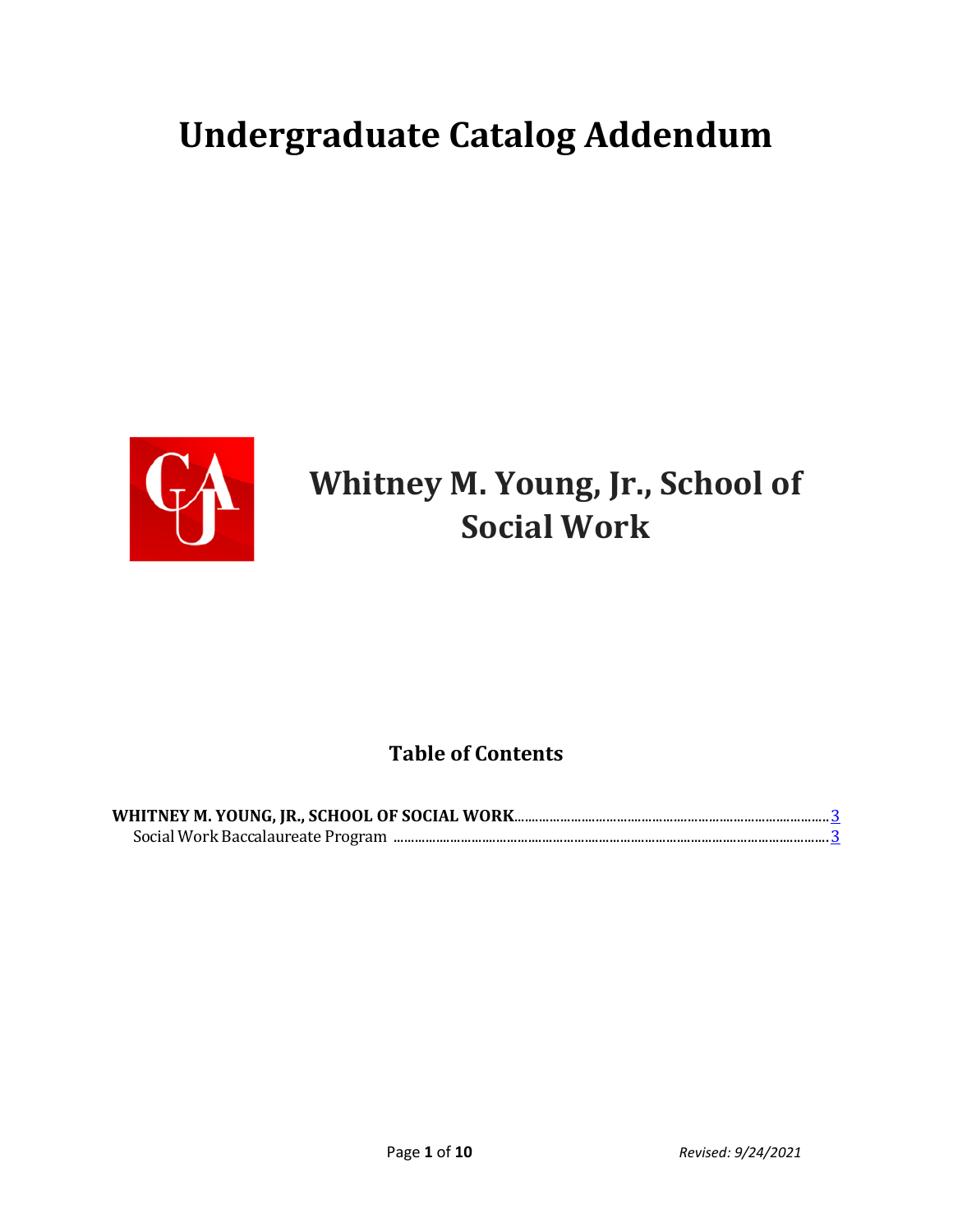# Undergraduate Catalog Addendum

## Whitney M. Young, Jr., School of Social Work

### Table of Contents

**WHITNEY M. YOUNG, JR., SCHOOL OF SOCIAL WORK** ........................................ 3

Social Work Baccalaureate Program ........................................ 3

*Revised: 9/24/2021*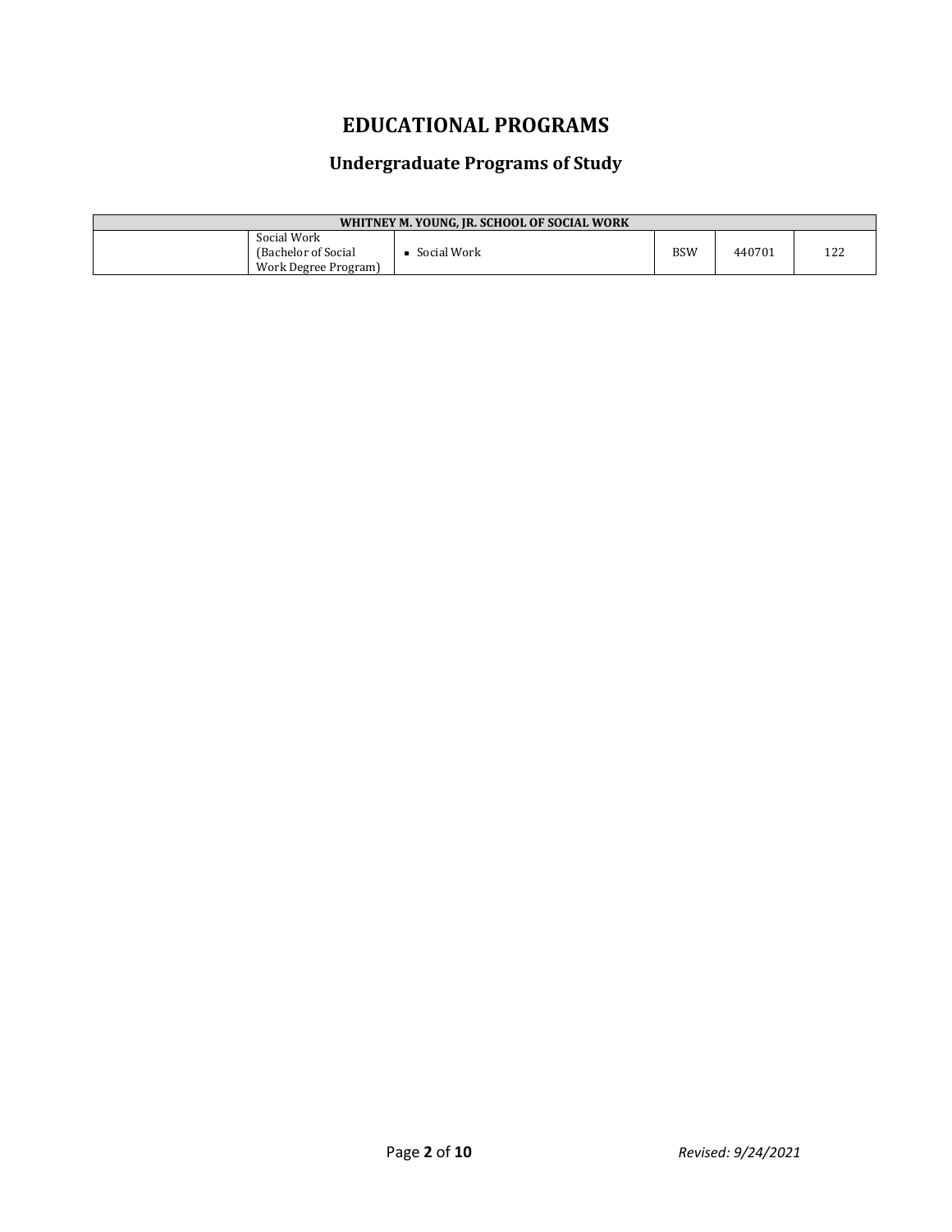# EDUCATIONAL PROGRAMS

## Undergraduate Programs of Study

| WHITNEY M. YOUNG, JR. SCHOOL OF SOCIAL WORK | | | | | |
|---|---|---|---|---|---|
| | Social Work (Bachelor of Social Work Degree Program) | ▪ Social Work | BSW | 440701 | 122 |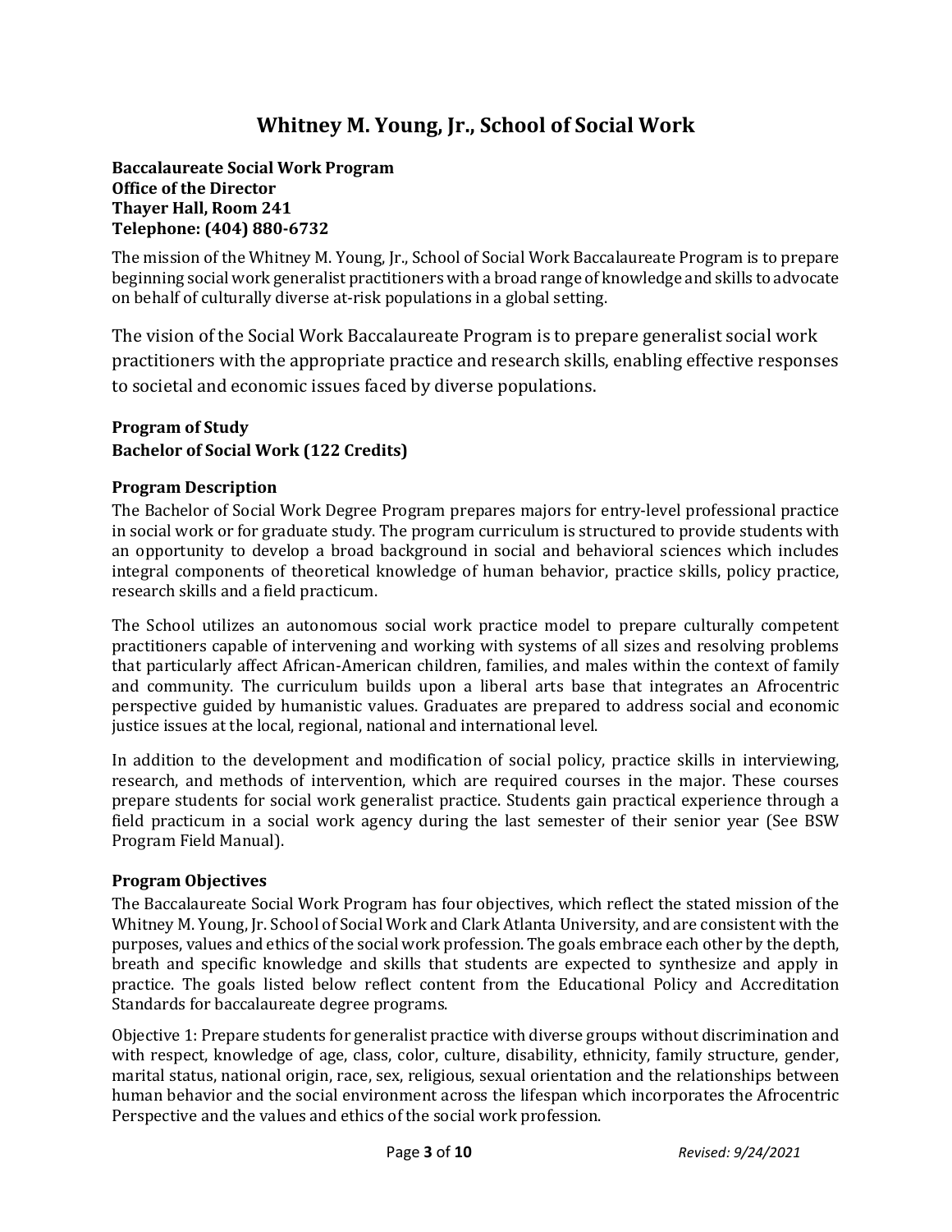# Whitney M. Young, Jr., School of Social Work

**Baccalaureate Social Work Program**
**Office of the Director**
**Thayer Hall, Room 241**
**Telephone: (404) 880-6732**

The mission of the Whitney M. Young, Jr., School of Social Work Baccalaureate Program is to prepare beginning social work generalist practitioners with a broad range of knowledge and skills to advocate on behalf of culturally diverse at-risk populations in a global setting.

The vision of the Social Work Baccalaureate Program is to prepare generalist social work practitioners with the appropriate practice and research skills, enabling effective responses to societal and economic issues faced by diverse populations.

### Program of Study
### Bachelor of Social Work (122 Credits)

### Program Description

The Bachelor of Social Work Degree Program prepares majors for entry-level professional practice in social work or for graduate study. The program curriculum is structured to provide students with an opportunity to develop a broad background in social and behavioral sciences which includes integral components of theoretical knowledge of human behavior, practice skills, policy practice, research skills and a field practicum.

The School utilizes an autonomous social work practice model to prepare culturally competent practitioners capable of intervening and working with systems of all sizes and resolving problems that particularly affect African-American children, families, and males within the context of family and community. The curriculum builds upon a liberal arts base that integrates an Afrocentric perspective guided by humanistic values. Graduates are prepared to address social and economic justice issues at the local, regional, national and international level.

In addition to the development and modification of social policy, practice skills in interviewing, research, and methods of intervention, which are required courses in the major. These courses prepare students for social work generalist practice. Students gain practical experience through a field practicum in a social work agency during the last semester of their senior year (See BSW Program Field Manual).

### Program Objectives

The Baccalaureate Social Work Program has four objectives, which reflect the stated mission of the Whitney M. Young, Jr. School of Social Work and Clark Atlanta University, and are consistent with the purposes, values and ethics of the social work profession. The goals embrace each other by the depth, breath and specific knowledge and skills that students are expected to synthesize and apply in practice. The goals listed below reflect content from the Educational Policy and Accreditation Standards for baccalaureate degree programs.

Objective 1: Prepare students for generalist practice with diverse groups without discrimination and with respect, knowledge of age, class, color, culture, disability, ethnicity, family structure, gender, marital status, national origin, race, sex, religious, sexual orientation and the relationships between human behavior and the social environment across the lifespan which incorporates the Afrocentric Perspective and the values and ethics of the social work profession.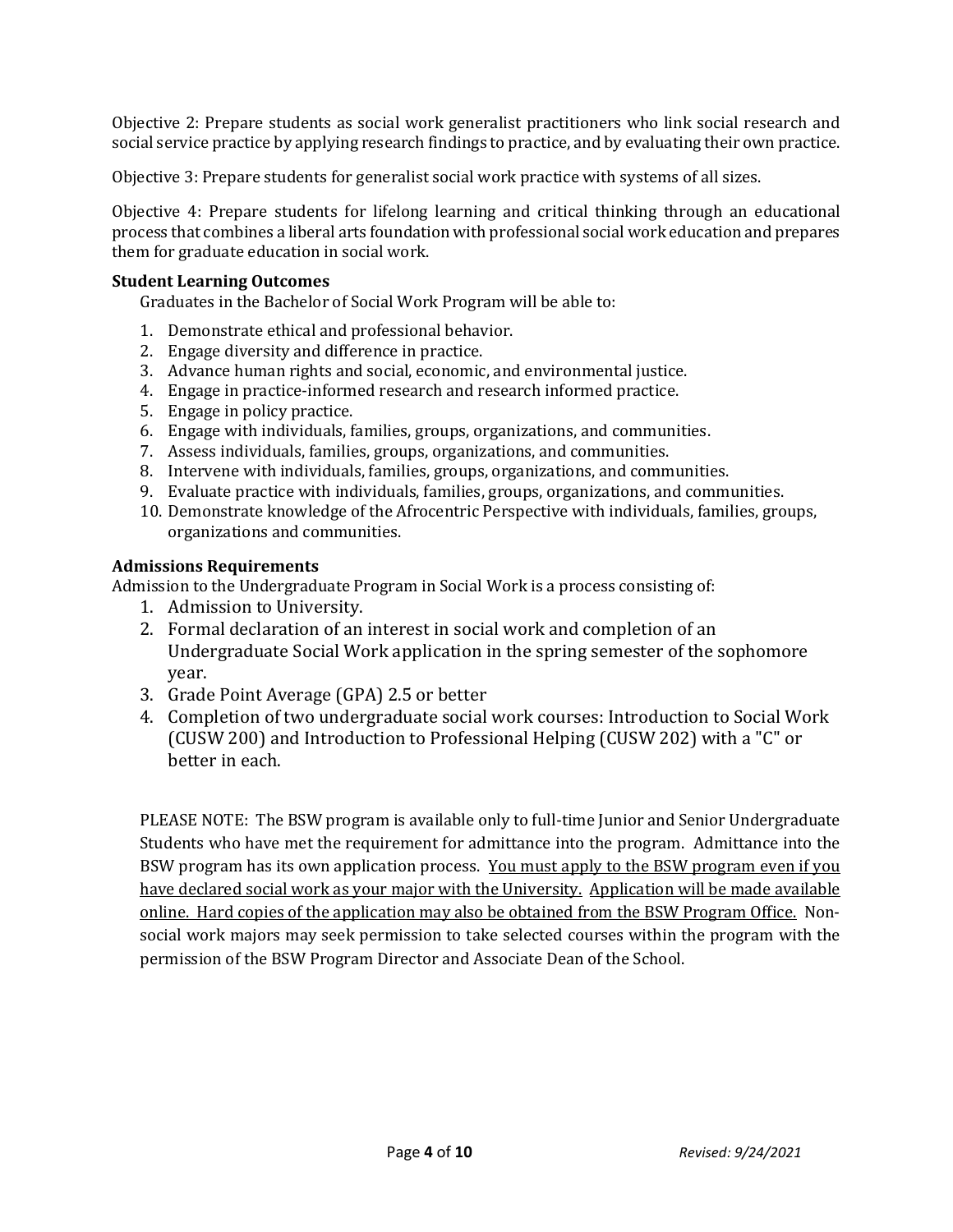Objective 2: Prepare students as social work generalist practitioners who link social research and social service practice by applying research findings to practice, and by evaluating their own practice.

Objective 3: Prepare students for generalist social work practice with systems of all sizes.

Objective 4: Prepare students for lifelong learning and critical thinking through an educational process that combines a liberal arts foundation with professional social work education and prepares them for graduate education in social work.

**Student Learning Outcomes**

Graduates in the Bachelor of Social Work Program will be able to:

1. Demonstrate ethical and professional behavior.
2. Engage diversity and difference in practice.
3. Advance human rights and social, economic, and environmental justice.
4. Engage in practice-informed research and research informed practice.
5. Engage in policy practice.
6. Engage with individuals, families, groups, organizations, and communities.
7. Assess individuals, families, groups, organizations, and communities.
8. Intervene with individuals, families, groups, organizations, and communities.
9. Evaluate practice with individuals, families, groups, organizations, and communities.
10. Demonstrate knowledge of the Afrocentric Perspective with individuals, families, groups, organizations and communities.

**Admissions Requirements**

Admission to the Undergraduate Program in Social Work is a process consisting of:

1. Admission to University.
2. Formal declaration of an interest in social work and completion of an Undergraduate Social Work application in the spring semester of the sophomore year.
3. Grade Point Average (GPA) 2.5 or better
4. Completion of two undergraduate social work courses: Introduction to Social Work (CUSW 200) and Introduction to Professional Helping (CUSW 202) with a "C" or better in each.

PLEASE NOTE: The BSW program is available only to full-time Junior and Senior Undergraduate Students who have met the requirement for admittance into the program. Admittance into the BSW program has its own application process. <u>You must apply to the BSW program even if you have declared social work as your major with the University.</u> <u>Application will be made available online. Hard copies of the application may also be obtained from the BSW Program Office.</u> Non-social work majors may seek permission to take selected courses within the program with the permission of the BSW Program Director and Associate Dean of the School.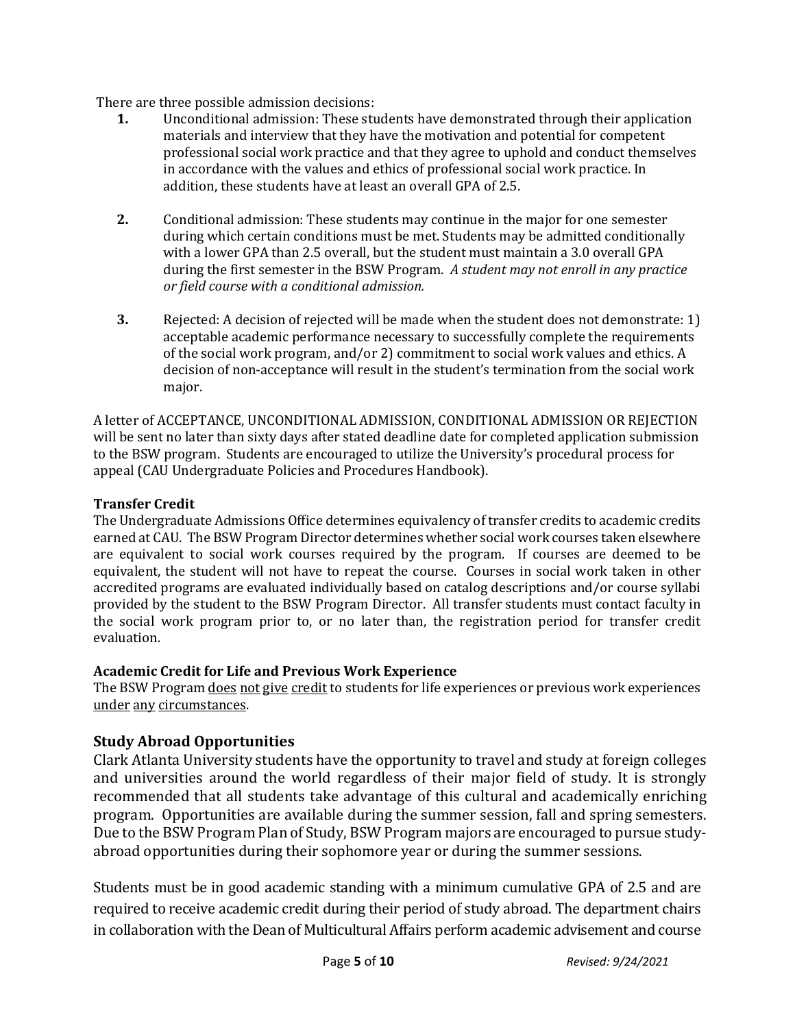There are three possible admission decisions:

1. Unconditional admission: These students have demonstrated through their application materials and interview that they have the motivation and potential for competent professional social work practice and that they agree to uphold and conduct themselves in accordance with the values and ethics of professional social work practice. In addition, these students have at least an overall GPA of 2.5.

2. Conditional admission: These students may continue in the major for one semester during which certain conditions must be met. Students may be admitted conditionally with a lower GPA than 2.5 overall, but the student must maintain a 3.0 overall GPA during the first semester in the BSW Program. *A student may not enroll in any practice or field course with a conditional admission.*

3. Rejected: A decision of rejected will be made when the student does not demonstrate: 1) acceptable academic performance necessary to successfully complete the requirements of the social work program, and/or 2) commitment to social work values and ethics. A decision of non-acceptance will result in the student's termination from the social work major.

A letter of ACCEPTANCE, UNCONDITIONAL ADMISSION, CONDITIONAL ADMISSION OR REJECTION will be sent no later than sixty days after stated deadline date for completed application submission to the BSW program. Students are encouraged to utilize the University's procedural process for appeal (CAU Undergraduate Policies and Procedures Handbook).

**Transfer Credit**

The Undergraduate Admissions Office determines equivalency of transfer credits to academic credits earned at CAU. The BSW Program Director determines whether social work courses taken elsewhere are equivalent to social work courses required by the program. If courses are deemed to be equivalent, the student will not have to repeat the course. Courses in social work taken in other accredited programs are evaluated individually based on catalog descriptions and/or course syllabi provided by the student to the BSW Program Director. All transfer students must contact faculty in the social work program prior to, or no later than, the registration period for transfer credit evaluation.

**Academic Credit for Life and Previous Work Experience**

The BSW Program <u>does not give credit</u> to students for life experiences or previous work experiences <u>under any circumstances</u>.

## Study Abroad Opportunities

Clark Atlanta University students have the opportunity to travel and study at foreign colleges and universities around the world regardless of their major field of study. It is strongly recommended that all students take advantage of this cultural and academically enriching program. Opportunities are available during the summer session, fall and spring semesters. Due to the BSW Program Plan of Study, BSW Program majors are encouraged to pursue study-abroad opportunities during their sophomore year or during the summer sessions.

Students must be in good academic standing with a minimum cumulative GPA of 2.5 and are required to receive academic credit during their period of study abroad. The department chairs in collaboration with the Dean of Multicultural Affairs perform academic advisement and course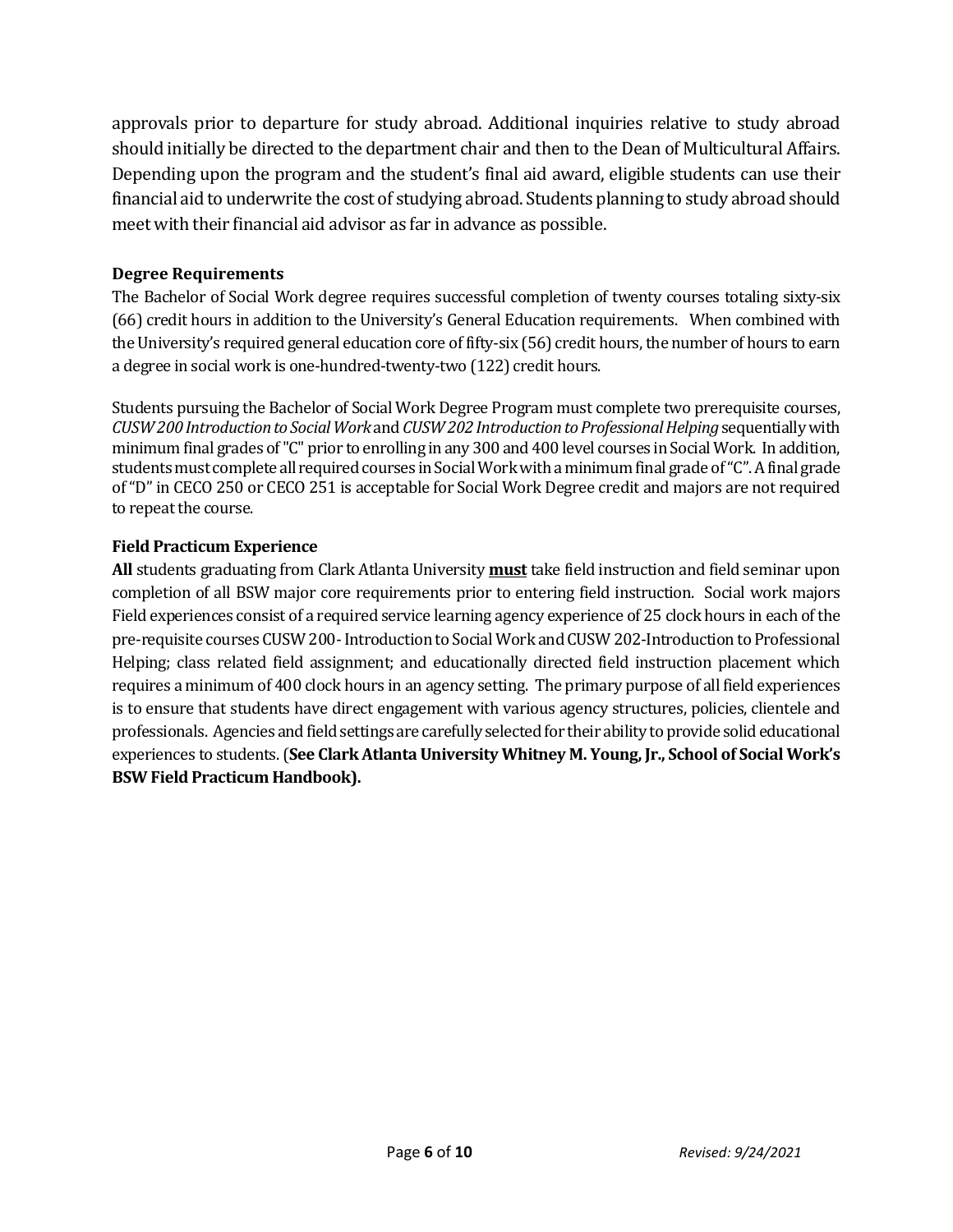approvals prior to departure for study abroad. Additional inquiries relative to study abroad should initially be directed to the department chair and then to the Dean of Multicultural Affairs. Depending upon the program and the student's final aid award, eligible students can use their financial aid to underwrite the cost of studying abroad. Students planning to study abroad should meet with their financial aid advisor as far in advance as possible.

### Degree Requirements

The Bachelor of Social Work degree requires successful completion of twenty courses totaling sixty-six (66) credit hours in addition to the University's General Education requirements. When combined with the University's required general education core of fifty-six (56) credit hours, the number of hours to earn a degree in social work is one-hundred-twenty-two (122) credit hours.

Students pursuing the Bachelor of Social Work Degree Program must complete two prerequisite courses, *CUSW 200 Introduction to Social Work* and *CUSW 202 Introduction to Professional Helping* sequentially with minimum final grades of "C" prior to enrolling in any 300 and 400 level courses in Social Work. In addition, students must complete all required courses in Social Work with a minimum final grade of "C". A final grade of "D" in CECO 250 or CECO 251 is acceptable for Social Work Degree credit and majors are not required to repeat the course.

### Field Practicum Experience

**All** students graduating from Clark Atlanta University **must** take field instruction and field seminar upon completion of all BSW major core requirements prior to entering field instruction. Social work majors Field experiences consist of a required service learning agency experience of 25 clock hours in each of the pre-requisite courses CUSW 200- Introduction to Social Work and CUSW 202-Introduction to Professional Helping; class related field assignment; and educationally directed field instruction placement which requires a minimum of 400 clock hours in an agency setting. The primary purpose of all field experiences is to ensure that students have direct engagement with various agency structures, policies, clientele and professionals. Agencies and field settings are carefully selected for their ability to provide solid educational experiences to students. (**See Clark Atlanta University Whitney M. Young, Jr., School of Social Work's BSW Field Practicum Handbook).**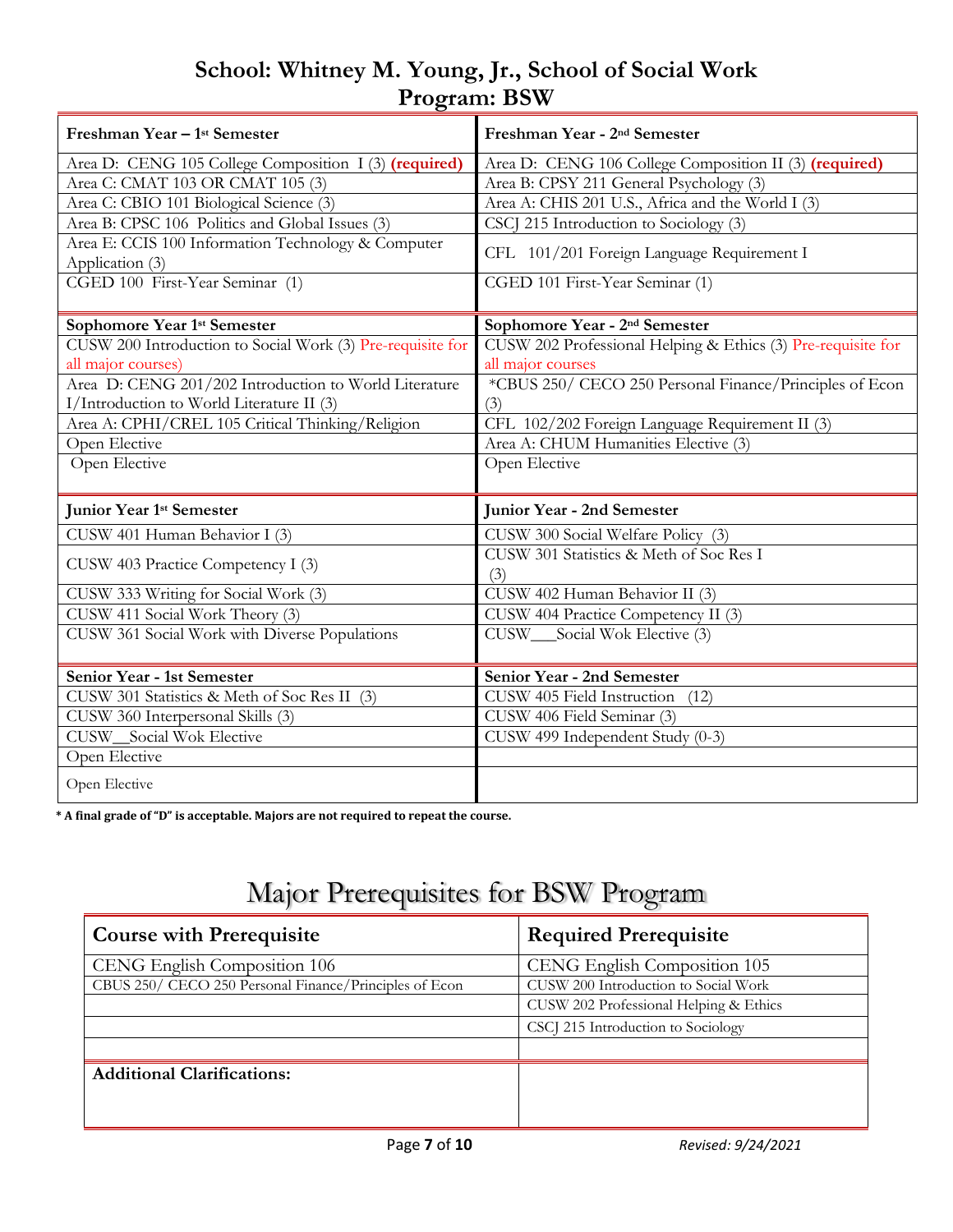## School: Whitney M. Young, Jr., School of Social Work
## Program: BSW

| Freshman Year – 1st Semester | Freshman Year - 2nd Semester |
|---|---|
| Area D: CENG 105 College Composition I (3) **(required)** | Area D: CENG 106 College Composition II (3) **(required)** |
| Area C: CMAT 103 OR CMAT 105 (3) | Area B: CPSY 211 General Psychology (3) |
| Area C: CBIO 101 Biological Science (3) | Area A: CHIS 201 U.S., Africa and the World I (3) |
| Area B: CPSC 106 Politics and Global Issues (3) | CSCJ 215 Introduction to Sociology (3) |
| Area E: CCIS 100 Information Technology & Computer Application (3) | CFL 101/201 Foreign Language Requirement I |
| CGED 100 First-Year Seminar (1) | CGED 101 First-Year Seminar (1) |
| **Sophomore Year 1st Semester** | **Sophomore Year - 2nd Semester** |
| CUSW 200 Introduction to Social Work (3) Pre-requisite for all major courses) | CUSW 202 Professional Helping & Ethics (3) Pre-requisite for all major courses |
| Area D: CENG 201/202 Introduction to World Literature I/Introduction to World Literature II (3) | *CBUS 250/ CECO 250 Personal Finance/Principles of Econ (3) |
| Area A: CPHI/CREL 105 Critical Thinking/Religion | CFL 102/202 Foreign Language Requirement II (3) |
| Open Elective | Area A: CHUM Humanities Elective (3) |
| Open Elective | Open Elective |
| **Junior Year 1st Semester** | **Junior Year - 2nd Semester** |
| CUSW 401 Human Behavior I (3) | CUSW 300 Social Welfare Policy (3) |
| CUSW 403 Practice Competency I (3) | CUSW 301 Statistics & Meth of Soc Res I (3) |
| CUSW 333 Writing for Social Work (3) | CUSW 402 Human Behavior II (3) |
| CUSW 411 Social Work Theory (3) | CUSW 404 Practice Competency II (3) |
| CUSW 361 Social Work with Diverse Populations | CUSW___Social Wok Elective (3) |
| **Senior Year - 1st Semester** | **Senior Year - 2nd Semester** |
| CUSW 301 Statistics & Meth of Soc Res II (3) | CUSW 405 Field Instruction (12) |
| CUSW 360 Interpersonal Skills (3) | CUSW 406 Field Seminar (3) |
| CUSW__Social Wok Elective | CUSW 499 Independent Study (0-3) |
| Open Elective | |
| Open Elective | |

**\* A final grade of "D" is acceptable. Majors are not required to repeat the course.**

# Major Prerequisites for BSW Program

| Course with Prerequisite | Required Prerequisite |
|---|---|
| CENG English Composition 106 | CENG English Composition 105 |
| CBUS 250/ CECO 250 Personal Finance/Principles of Econ | CUSW 200 Introduction to Social Work |
| | CUSW 202 Professional Helping & Ethics |
| | CSCJ 215 Introduction to Sociology |
| | |
| **Additional Clarifications:** | |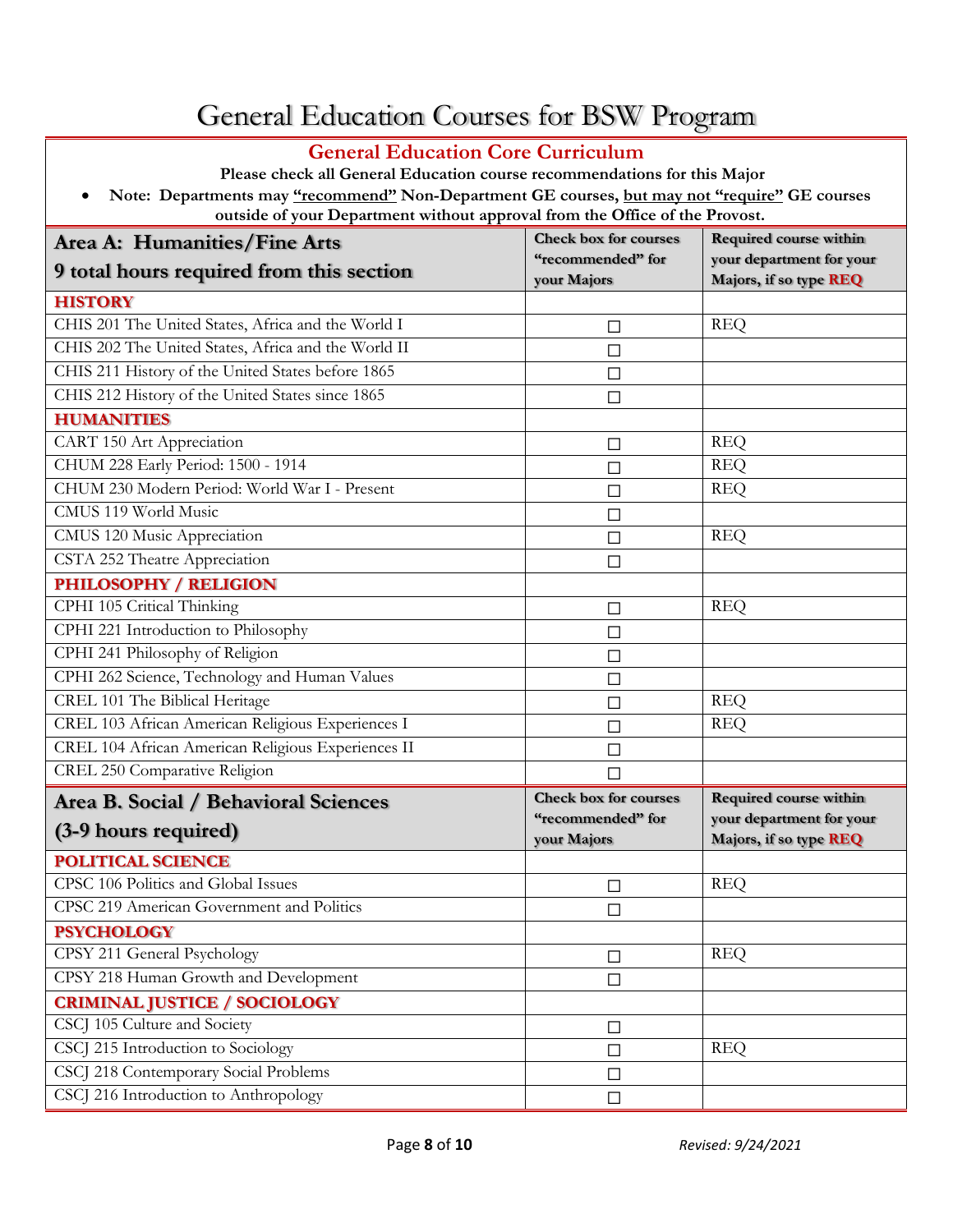# General Education Courses for BSW Program

## General Education Core Curriculum

**Please check all General Education course recommendations for this Major**

- **Note: Departments may "recommend" Non-Department GE courses, but may not "require" GE courses outside of your Department without approval from the Office of the Provost.**

| Area A: Humanities/Fine Arts<br>9 total hours required from this section | Check box for courses "recommended" for your Majors | Required course within your department for your Majors, if so type REQ |
|---|---|---|
| **HISTORY** | | |
| CHIS 201 The United States, Africa and the World I | ☐ | REQ |
| CHIS 202 The United States, Africa and the World II | ☐ | |
| CHIS 211 History of the United States before 1865 | ☐ | |
| CHIS 212 History of the United States since 1865 | ☐ | |
| **HUMANITIES** | | |
| CART 150 Art Appreciation | ☐ | REQ |
| CHUM 228 Early Period: 1500 - 1914 | ☐ | REQ |
| CHUM 230 Modern Period: World War I - Present | ☐ | REQ |
| CMUS 119 World Music | ☐ | |
| CMUS 120 Music Appreciation | ☐ | REQ |
| CSTA 252 Theatre Appreciation | ☐ | |
| **PHILOSOPHY / RELIGION** | | |
| CPHI 105 Critical Thinking | ☐ | REQ |
| CPHI 221 Introduction to Philosophy | ☐ | |
| CPHI 241 Philosophy of Religion | ☐ | |
| CPHI 262 Science, Technology and Human Values | ☐ | |
| CREL 101 The Biblical Heritage | ☐ | REQ |
| CREL 103 African American Religious Experiences I | ☐ | REQ |
| CREL 104 African American Religious Experiences II | ☐ | |
| CREL 250 Comparative Religion | ☐ | |

| Area B. Social / Behavioral Sciences<br>(3-9 hours required) | Check box for courses "recommended" for your Majors | Required course within your department for your Majors, if so type REQ |
|---|---|---|
| **POLITICAL SCIENCE** | | |
| CPSC 106 Politics and Global Issues | ☐ | REQ |
| CPSC 219 American Government and Politics | ☐ | |
| **PSYCHOLOGY** | | |
| CPSY 211 General Psychology | ☐ | REQ |
| CPSY 218 Human Growth and Development | ☐ | |
| **CRIMINAL JUSTICE / SOCIOLOGY** | | |
| CSCJ 105 Culture and Society | ☐ | |
| CSCJ 215 Introduction to Sociology | ☐ | REQ |
| CSCJ 218 Contemporary Social Problems | ☐ | |
| CSCJ 216 Introduction to Anthropology | ☐ | |

*Revised: 9/24/2021*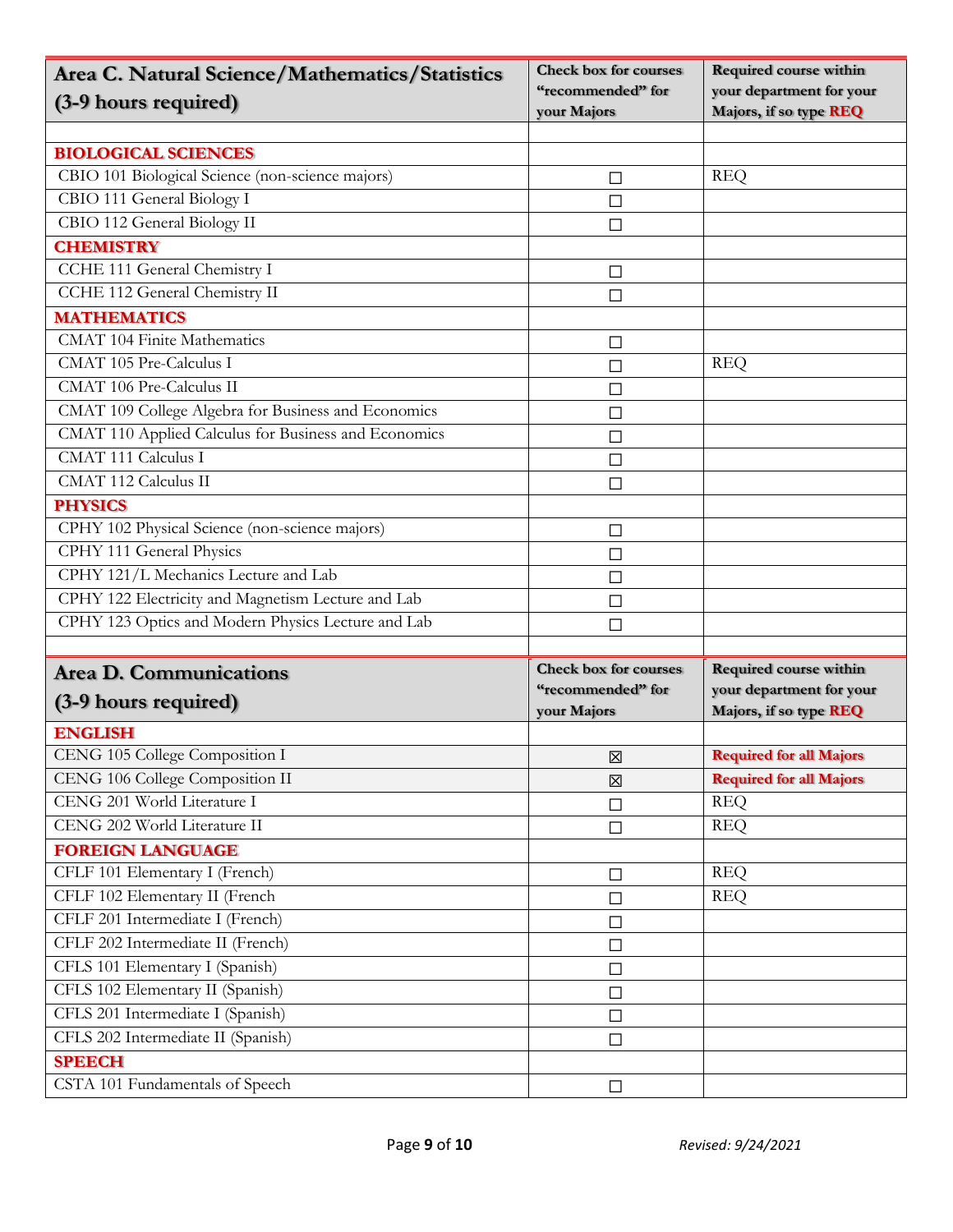| Area C. Natural Science/Mathematics/Statistics (3-9 hours required) | Check box for courses "recommended" for your Majors | Required course within your department for your Majors, if so type REQ |
|---|---|---|
| | | |
| **BIOLOGICAL SCIENCES** | | |
| CBIO 101 Biological Science (non-science majors) | ☐ | REQ |
| CBIO 111 General Biology I | ☐ | |
| CBIO 112 General Biology II | ☐ | |
| **CHEMISTRY** | | |
| CCHE 111 General Chemistry I | ☐ | |
| CCHE 112 General Chemistry II | ☐ | |
| **MATHEMATICS** | | |
| CMAT 104 Finite Mathematics | ☐ | |
| CMAT 105 Pre-Calculus I | ☐ | REQ |
| CMAT 106 Pre-Calculus II | ☐ | |
| CMAT 109 College Algebra for Business and Economics | ☐ | |
| CMAT 110 Applied Calculus for Business and Economics | ☐ | |
| CMAT 111 Calculus I | ☐ | |
| CMAT 112 Calculus II | ☐ | |
| **PHYSICS** | | |
| CPHY 102 Physical Science (non-science majors) | ☐ | |
| CPHY 111 General Physics | ☐ | |
| CPHY 121/L Mechanics Lecture and Lab | ☐ | |
| CPHY 122 Electricity and Magnetism Lecture and Lab | ☐ | |
| CPHY 123 Optics and Modern Physics Lecture and Lab | ☐ | |

| Area D. Communications (3-9 hours required) | Check box for courses "recommended" for your Majors | Required course within your department for your Majors, if so type REQ |
|---|---|---|
| **ENGLISH** | | |
| CENG 105 College Composition I | ☒ | **Required for all Majors** |
| CENG 106 College Composition II | ☒ | **Required for all Majors** |
| CENG 201 World Literature I | ☐ | REQ |
| CENG 202 World Literature II | ☐ | REQ |
| **FOREIGN LANGUAGE** | | |
| CFLF 101 Elementary I (French) | ☐ | REQ |
| CFLF 102 Elementary II (French | ☐ | REQ |
| CFLF 201 Intermediate I (French) | ☐ | |
| CFLF 202 Intermediate II (French) | ☐ | |
| CFLS 101 Elementary I (Spanish) | ☐ | |
| CFLS 102 Elementary II (Spanish) | ☐ | |
| CFLS 201 Intermediate I (Spanish) | ☐ | |
| CFLS 202 Intermediate II (Spanish) | ☐ | |
| **SPEECH** | | |
| CSTA 101 Fundamentals of Speech | ☐ | |

*Revised: 9/24/2021*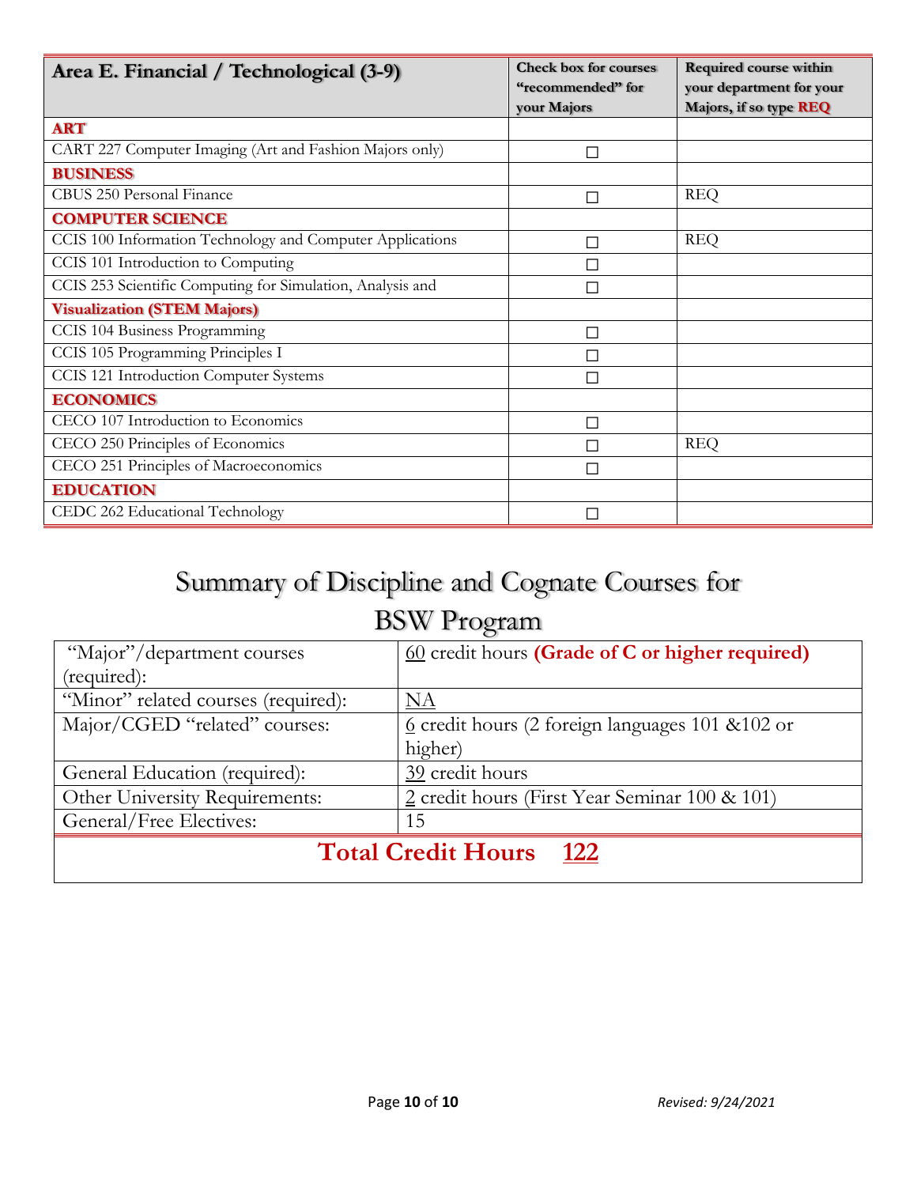| **Area E. Financial / Technological (3-9)** | **Check box for courses "recommended" for your Majors** | **Required course within your department for your Majors, if so type REQ** |
|---|---|---|
| **ART** | | |
| CART 227 Computer Imaging (Art and Fashion Majors only) | ☐ | |
| **BUSINESS** | | |
| CBUS 250 Personal Finance | ☐ | REQ |
| **COMPUTER SCIENCE** | | |
| CCIS 100 Information Technology and Computer Applications | ☐ | REQ |
| CCIS 101 Introduction to Computing | ☐ | |
| CCIS 253 Scientific Computing for Simulation, Analysis and | ☐ | |
| **Visualization (STEM Majors)** | | |
| CCIS 104 Business Programming | ☐ | |
| CCIS 105 Programming Principles I | ☐ | |
| CCIS 121 Introduction Computer Systems | ☐ | |
| **ECONOMICS** | | |
| CECO 107 Introduction to Economics | ☐ | |
| CECO 250 Principles of Economics | ☐ | REQ |
| CECO 251 Principles of Macroeconomics | ☐ | |
| **EDUCATION** | | |
| CEDC 262 Educational Technology | ☐ | |

# Summary of Discipline and Cognate Courses for BSW Program

| | |
|---|---|
| "Major"/department courses (required): | 60 credit hours **(Grade of C or higher required)** |
| "Minor" related courses (required): | NA |
| Major/CGED "related" courses: | 6 credit hours (2 foreign languages 101 &102 or higher) |
| General Education (required): | 39 credit hours |
| Other University Requirements: | 2 credit hours (First Year Seminar 100 & 101) |
| General/Free Electives: | 15 |
| **Total Credit Hours 122** | |

*Revised: 9/24/2021*